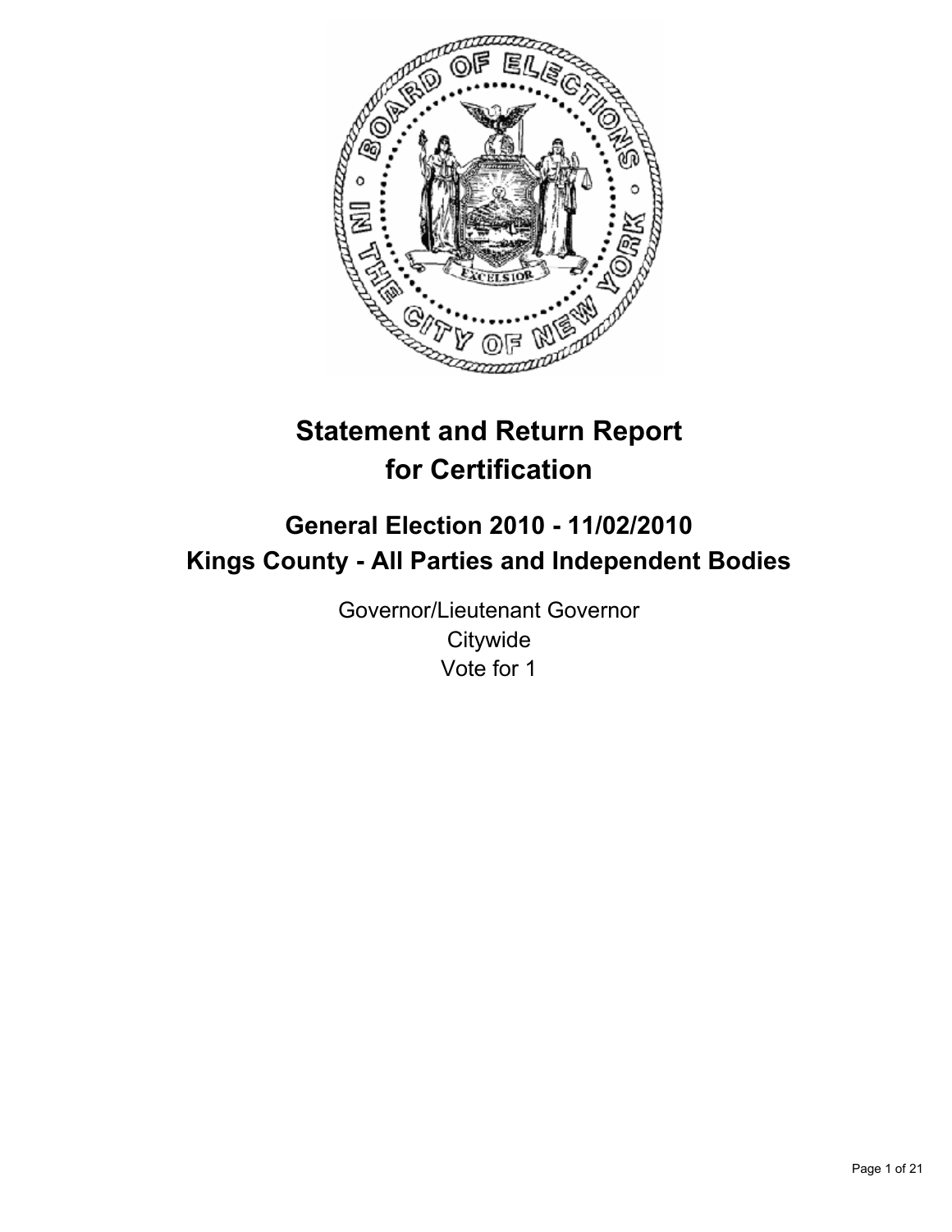# Statement and Return Report for Certification

## General Election 2010 - 11/02/2010
## Kings County - All Parties and Independent Bodies

Governor/Lieutenant Governor
Citywide
Vote for 1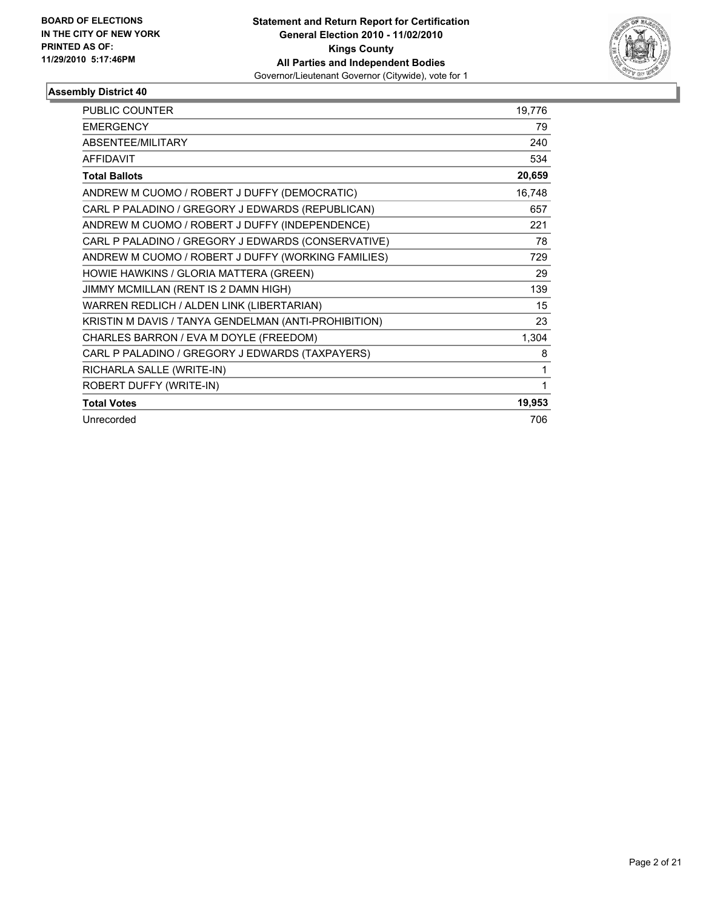**BOARD OF ELECTIONS IN THE CITY OF NEW YORK PRINTED AS OF: 11/29/2010 5:17:46PM**

**Statement and Return Report for Certification General Election 2010 - 11/02/2010 Kings County All Parties and Independent Bodies**
Governor/Lieutenant Governor (Citywide), vote for 1

## Assembly District 40

| | |
|---|---|
| PUBLIC COUNTER | 19,776 |
| EMERGENCY | 79 |
| ABSENTEE/MILITARY | 240 |
| AFFIDAVIT | 534 |
| **Total Ballots** | **20,659** |
| ANDREW M CUOMO / ROBERT J DUFFY (DEMOCRATIC) | 16,748 |
| CARL P PALADINO / GREGORY J EDWARDS (REPUBLICAN) | 657 |
| ANDREW M CUOMO / ROBERT J DUFFY (INDEPENDENCE) | 221 |
| CARL P PALADINO / GREGORY J EDWARDS (CONSERVATIVE) | 78 |
| ANDREW M CUOMO / ROBERT J DUFFY (WORKING FAMILIES) | 729 |
| HOWIE HAWKINS / GLORIA MATTERA (GREEN) | 29 |
| JIMMY MCMILLAN (RENT IS 2 DAMN HIGH) | 139 |
| WARREN REDLICH / ALDEN LINK (LIBERTARIAN) | 15 |
| KRISTIN M DAVIS / TANYA GENDELMAN (ANTI-PROHIBITION) | 23 |
| CHARLES BARRON / EVA M DOYLE (FREEDOM) | 1,304 |
| CARL P PALADINO / GREGORY J EDWARDS (TAXPAYERS) | 8 |
| RICHARLA SALLE (WRITE-IN) | 1 |
| ROBERT DUFFY (WRITE-IN) | 1 |
| **Total Votes** | **19,953** |
| Unrecorded | 706 |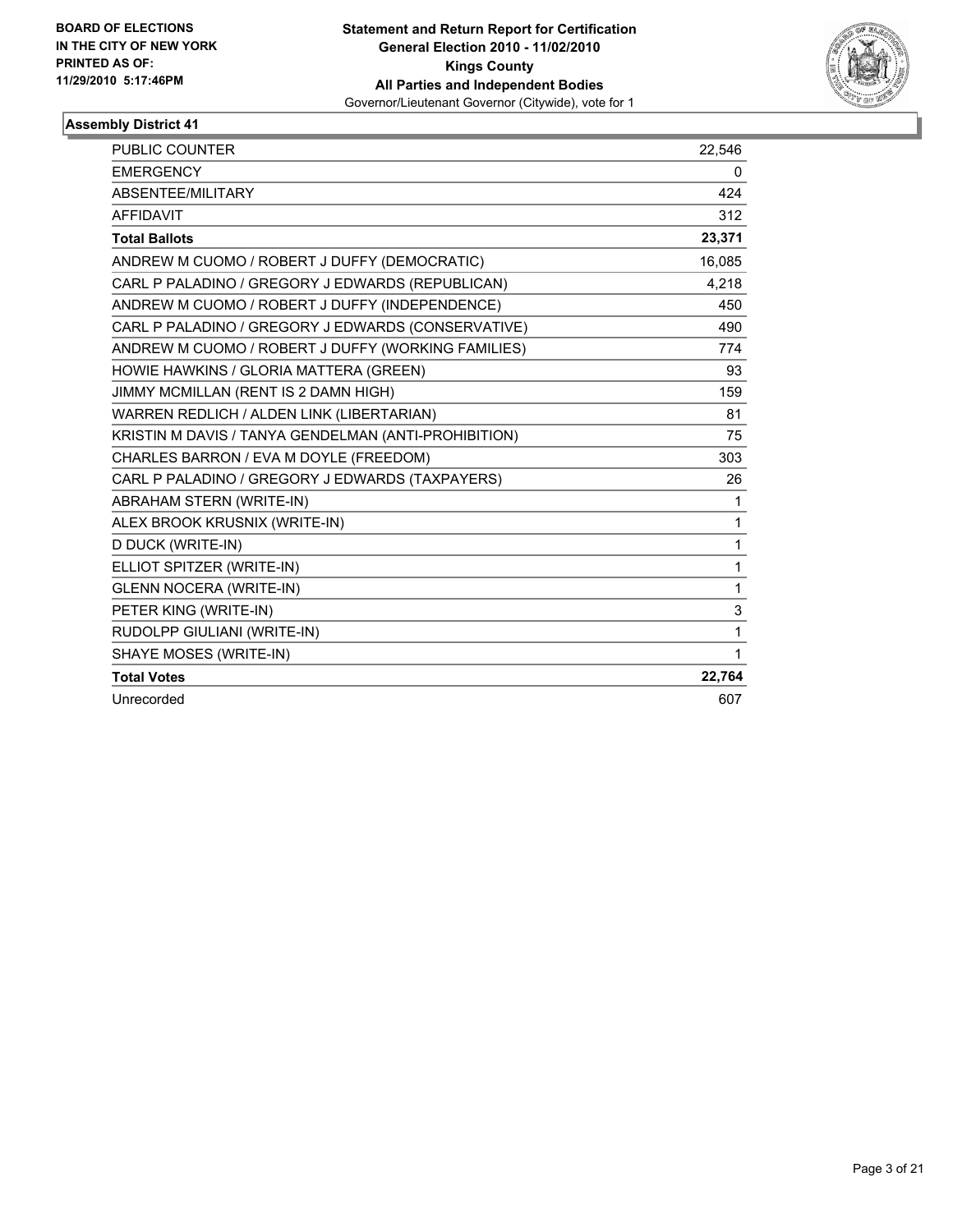**BOARD OF ELECTIONS IN THE CITY OF NEW YORK**
**PRINTED AS OF: 11/29/2010 5:17:46PM**

**Statement and Return Report for Certification**
**General Election 2010 - 11/02/2010**
**Kings County**
**All Parties and Independent Bodies**
Governor/Lieutenant Governor (Citywide), vote for 1

### Assembly District 41

| | |
|---|---|
| PUBLIC COUNTER | 22,546 |
| EMERGENCY | 0 |
| ABSENTEE/MILITARY | 424 |
| AFFIDAVIT | 312 |
| **Total Ballots** | **23,371** |
| ANDREW M CUOMO / ROBERT J DUFFY (DEMOCRATIC) | 16,085 |
| CARL P PALADINO / GREGORY J EDWARDS (REPUBLICAN) | 4,218 |
| ANDREW M CUOMO / ROBERT J DUFFY (INDEPENDENCE) | 450 |
| CARL P PALADINO / GREGORY J EDWARDS (CONSERVATIVE) | 490 |
| ANDREW M CUOMO / ROBERT J DUFFY (WORKING FAMILIES) | 774 |
| HOWIE HAWKINS / GLORIA MATTERA (GREEN) | 93 |
| JIMMY MCMILLAN (RENT IS 2 DAMN HIGH) | 159 |
| WARREN REDLICH / ALDEN LINK (LIBERTARIAN) | 81 |
| KRISTIN M DAVIS / TANYA GENDELMAN (ANTI-PROHIBITION) | 75 |
| CHARLES BARRON / EVA M DOYLE (FREEDOM) | 303 |
| CARL P PALADINO / GREGORY J EDWARDS (TAXPAYERS) | 26 |
| ABRAHAM STERN (WRITE-IN) | 1 |
| ALEX BROOK KRUSNIX (WRITE-IN) | 1 |
| D DUCK (WRITE-IN) | 1 |
| ELLIOT SPITZER (WRITE-IN) | 1 |
| GLENN NOCERA (WRITE-IN) | 1 |
| PETER KING (WRITE-IN) | 3 |
| RUDOLPP GIULIANI (WRITE-IN) | 1 |
| SHAYE MOSES (WRITE-IN) | 1 |
| **Total Votes** | **22,764** |
| Unrecorded | 607 |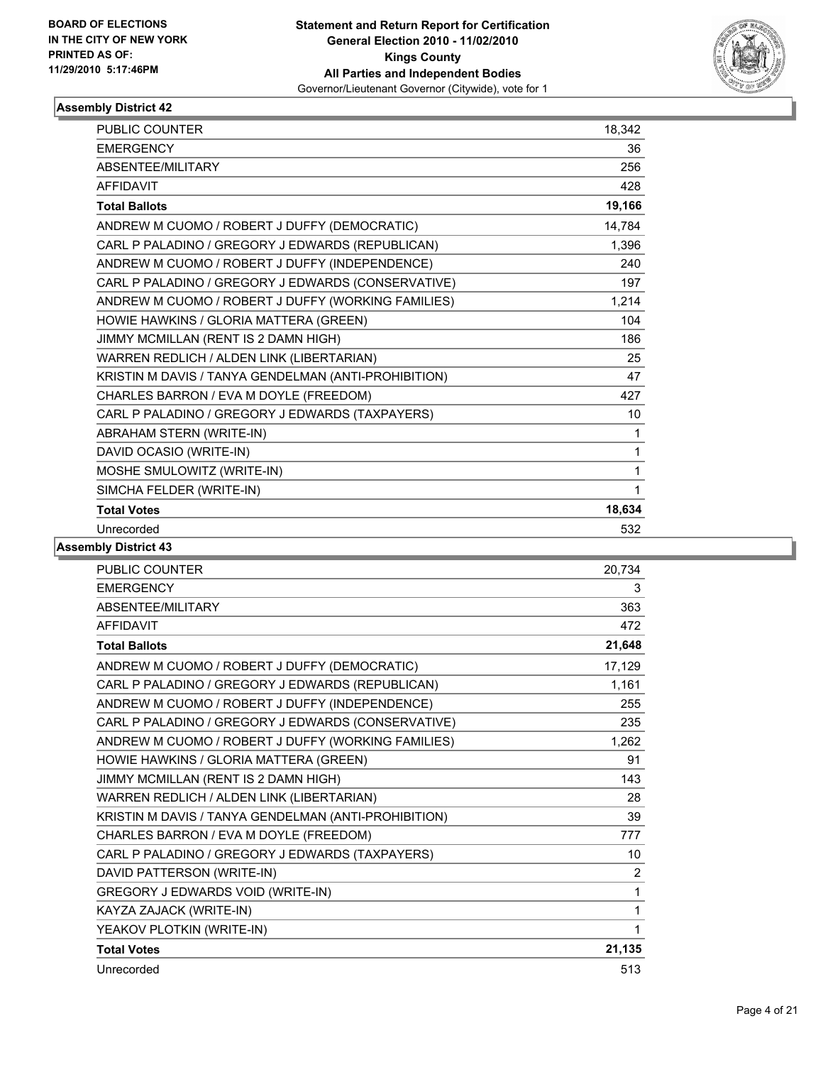BOARD OF ELECTIONS
IN THE CITY OF NEW YORK
PRINTED AS OF:
11/29/2010 5:17:46PM

**Statement and Return Report for Certification**
**General Election 2010 - 11/02/2010**
**Kings County**
**All Parties and Independent Bodies**
Governor/Lieutenant Governor (Citywide), vote for 1

### Assembly District 42

| | |
|---|---|
| PUBLIC COUNTER | 18,342 |
| EMERGENCY | 36 |
| ABSENTEE/MILITARY | 256 |
| AFFIDAVIT | 428 |
| **Total Ballots** | **19,166** |
| ANDREW M CUOMO / ROBERT J DUFFY (DEMOCRATIC) | 14,784 |
| CARL P PALADINO / GREGORY J EDWARDS (REPUBLICAN) | 1,396 |
| ANDREW M CUOMO / ROBERT J DUFFY (INDEPENDENCE) | 240 |
| CARL P PALADINO / GREGORY J EDWARDS (CONSERVATIVE) | 197 |
| ANDREW M CUOMO / ROBERT J DUFFY (WORKING FAMILIES) | 1,214 |
| HOWIE HAWKINS / GLORIA MATTERA (GREEN) | 104 |
| JIMMY MCMILLAN (RENT IS 2 DAMN HIGH) | 186 |
| WARREN REDLICH / ALDEN LINK (LIBERTARIAN) | 25 |
| KRISTIN M DAVIS / TANYA GENDELMAN (ANTI-PROHIBITION) | 47 |
| CHARLES BARRON / EVA M DOYLE (FREEDOM) | 427 |
| CARL P PALADINO / GREGORY J EDWARDS (TAXPAYERS) | 10 |
| ABRAHAM STERN (WRITE-IN) | 1 |
| DAVID OCASIO (WRITE-IN) | 1 |
| MOSHE SMULOWITZ (WRITE-IN) | 1 |
| SIMCHA FELDER (WRITE-IN) | 1 |
| **Total Votes** | **18,634** |
| Unrecorded | 532 |

### Assembly District 43

| | |
|---|---|
| PUBLIC COUNTER | 20,734 |
| EMERGENCY | 3 |
| ABSENTEE/MILITARY | 363 |
| AFFIDAVIT | 472 |
| **Total Ballots** | **21,648** |
| ANDREW M CUOMO / ROBERT J DUFFY (DEMOCRATIC) | 17,129 |
| CARL P PALADINO / GREGORY J EDWARDS (REPUBLICAN) | 1,161 |
| ANDREW M CUOMO / ROBERT J DUFFY (INDEPENDENCE) | 255 |
| CARL P PALADINO / GREGORY J EDWARDS (CONSERVATIVE) | 235 |
| ANDREW M CUOMO / ROBERT J DUFFY (WORKING FAMILIES) | 1,262 |
| HOWIE HAWKINS / GLORIA MATTERA (GREEN) | 91 |
| JIMMY MCMILLAN (RENT IS 2 DAMN HIGH) | 143 |
| WARREN REDLICH / ALDEN LINK (LIBERTARIAN) | 28 |
| KRISTIN M DAVIS / TANYA GENDELMAN (ANTI-PROHIBITION) | 39 |
| CHARLES BARRON / EVA M DOYLE (FREEDOM) | 777 |
| CARL P PALADINO / GREGORY J EDWARDS (TAXPAYERS) | 10 |
| DAVID PATTERSON (WRITE-IN) | 2 |
| GREGORY J EDWARDS VOID (WRITE-IN) | 1 |
| KAYZA ZAJACK (WRITE-IN) | 1 |
| YEAKOV PLOTKIN (WRITE-IN) | 1 |
| **Total Votes** | **21,135** |
| Unrecorded | 513 |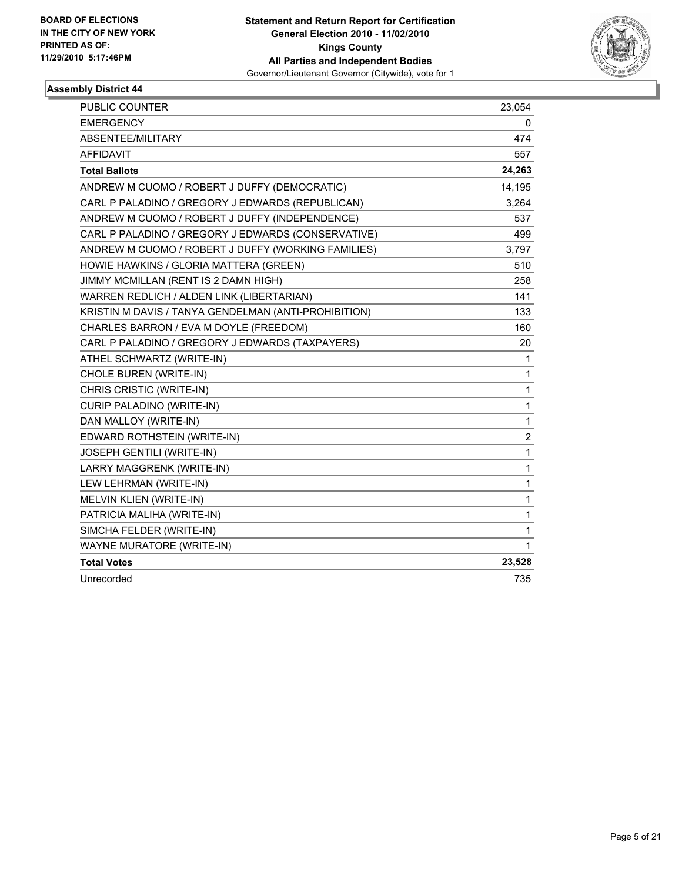**BOARD OF ELECTIONS IN THE CITY OF NEW YORK PRINTED AS OF: 11/29/2010 5:17:46PM**

**Statement and Return Report for Certification General Election 2010 - 11/02/2010 Kings County All Parties and Independent Bodies**
Governor/Lieutenant Governor (Citywide), vote for 1

### Assembly District 44

| | |
|---|---|
| PUBLIC COUNTER | 23,054 |
| EMERGENCY | 0 |
| ABSENTEE/MILITARY | 474 |
| AFFIDAVIT | 557 |
| **Total Ballots** | **24,263** |
| ANDREW M CUOMO / ROBERT J DUFFY (DEMOCRATIC) | 14,195 |
| CARL P PALADINO / GREGORY J EDWARDS (REPUBLICAN) | 3,264 |
| ANDREW M CUOMO / ROBERT J DUFFY (INDEPENDENCE) | 537 |
| CARL P PALADINO / GREGORY J EDWARDS (CONSERVATIVE) | 499 |
| ANDREW M CUOMO / ROBERT J DUFFY (WORKING FAMILIES) | 3,797 |
| HOWIE HAWKINS / GLORIA MATTERA (GREEN) | 510 |
| JIMMY MCMILLAN (RENT IS 2 DAMN HIGH) | 258 |
| WARREN REDLICH / ALDEN LINK (LIBERTARIAN) | 141 |
| KRISTIN M DAVIS / TANYA GENDELMAN (ANTI-PROHIBITION) | 133 |
| CHARLES BARRON / EVA M DOYLE (FREEDOM) | 160 |
| CARL P PALADINO / GREGORY J EDWARDS (TAXPAYERS) | 20 |
| ATHEL SCHWARTZ (WRITE-IN) | 1 |
| CHOLE BUREN (WRITE-IN) | 1 |
| CHRIS CRISTIC (WRITE-IN) | 1 |
| CURIP PALADINO (WRITE-IN) | 1 |
| DAN MALLOY (WRITE-IN) | 1 |
| EDWARD ROTHSTEIN (WRITE-IN) | 2 |
| JOSEPH GENTILI (WRITE-IN) | 1 |
| LARRY MAGGRENK (WRITE-IN) | 1 |
| LEW LEHRMAN (WRITE-IN) | 1 |
| MELVIN KLIEN (WRITE-IN) | 1 |
| PATRICIA MALIHA (WRITE-IN) | 1 |
| SIMCHA FELDER (WRITE-IN) | 1 |
| WAYNE MURATORE (WRITE-IN) | 1 |
| **Total Votes** | **23,528** |
| Unrecorded | 735 |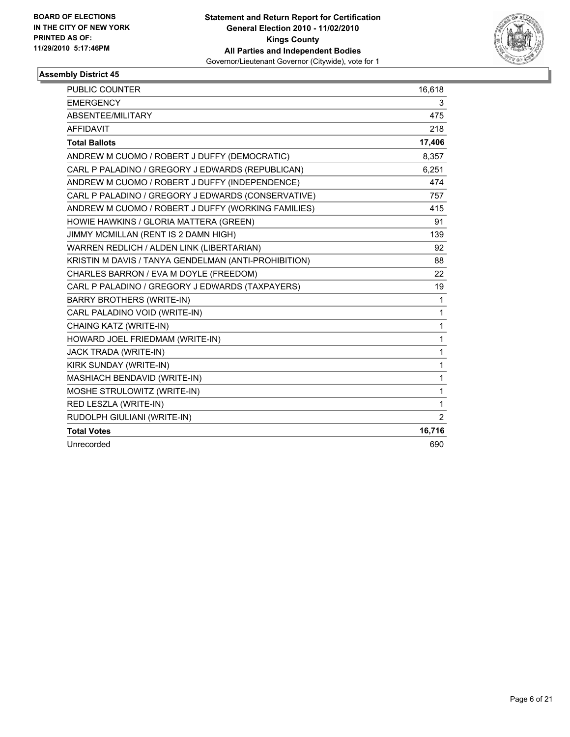**BOARD OF ELECTIONS IN THE CITY OF NEW YORK PRINTED AS OF: 11/29/2010 5:17:46PM**

**Statement and Return Report for Certification General Election 2010 - 11/02/2010 Kings County All Parties and Independent Bodies**
Governor/Lieutenant Governor (Citywide), vote for 1

**Assembly District 45**

| | |
|---|---|
| PUBLIC COUNTER | 16,618 |
| EMERGENCY | 3 |
| ABSENTEE/MILITARY | 475 |
| AFFIDAVIT | 218 |
| **Total Ballots** | **17,406** |
| ANDREW M CUOMO / ROBERT J DUFFY (DEMOCRATIC) | 8,357 |
| CARL P PALADINO / GREGORY J EDWARDS (REPUBLICAN) | 6,251 |
| ANDREW M CUOMO / ROBERT J DUFFY (INDEPENDENCE) | 474 |
| CARL P PALADINO / GREGORY J EDWARDS (CONSERVATIVE) | 757 |
| ANDREW M CUOMO / ROBERT J DUFFY (WORKING FAMILIES) | 415 |
| HOWIE HAWKINS / GLORIA MATTERA (GREEN) | 91 |
| JIMMY MCMILLAN (RENT IS 2 DAMN HIGH) | 139 |
| WARREN REDLICH / ALDEN LINK (LIBERTARIAN) | 92 |
| KRISTIN M DAVIS / TANYA GENDELMAN (ANTI-PROHIBITION) | 88 |
| CHARLES BARRON / EVA M DOYLE (FREEDOM) | 22 |
| CARL P PALADINO / GREGORY J EDWARDS (TAXPAYERS) | 19 |
| BARRY BROTHERS (WRITE-IN) | 1 |
| CARL PALADINO VOID (WRITE-IN) | 1 |
| CHAING KATZ (WRITE-IN) | 1 |
| HOWARD JOEL FRIEDMAM (WRITE-IN) | 1 |
| JACK TRADA (WRITE-IN) | 1 |
| KIRK SUNDAY (WRITE-IN) | 1 |
| MASHIACH BENDAVID (WRITE-IN) | 1 |
| MOSHE STRULOWITZ (WRITE-IN) | 1 |
| RED LESZLA (WRITE-IN) | 1 |
| RUDOLPH GIULIANI (WRITE-IN) | 2 |
| **Total Votes** | **16,716** |
| Unrecorded | 690 |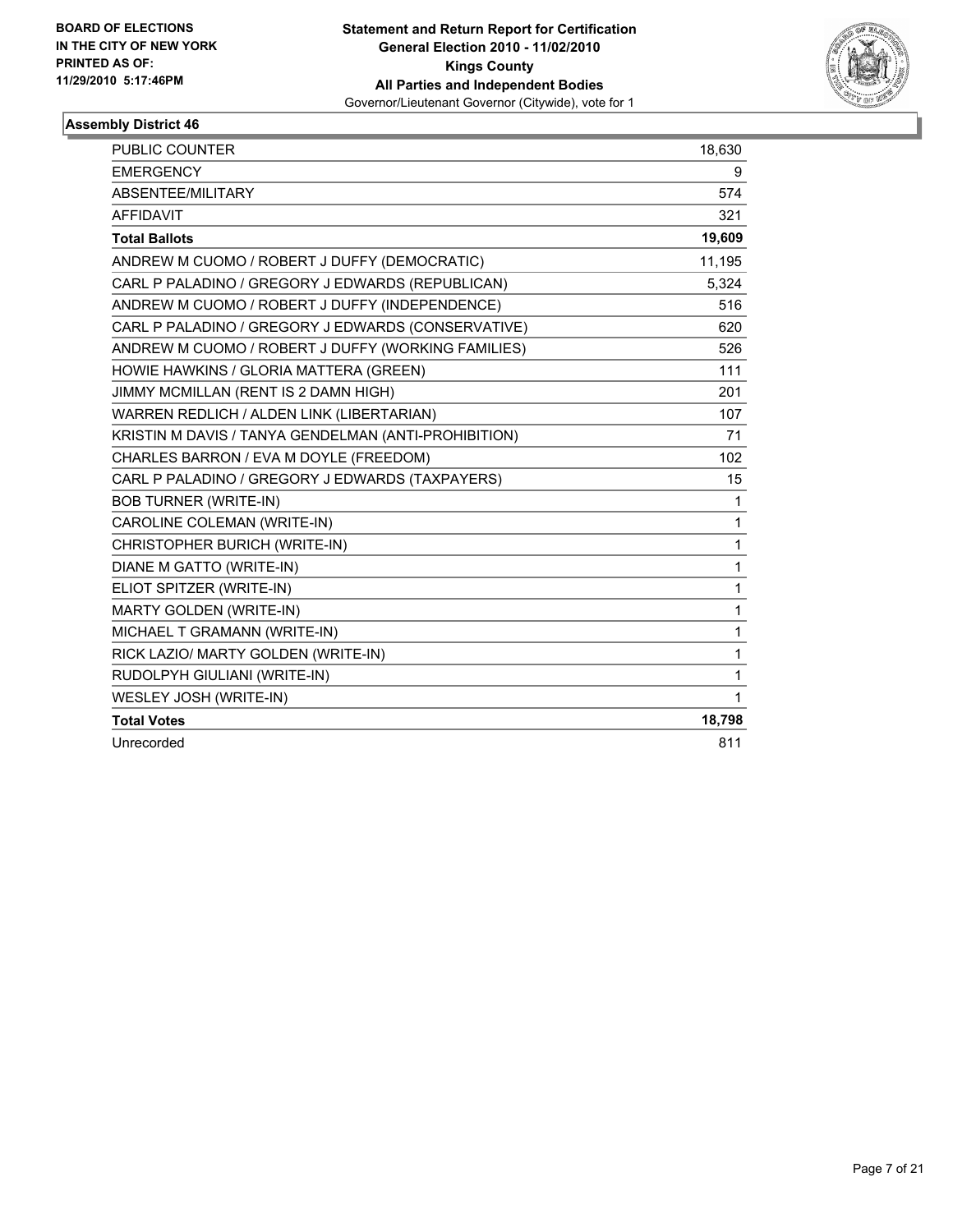**BOARD OF ELECTIONS IN THE CITY OF NEW YORK PRINTED AS OF: 11/29/2010 5:17:46PM**

**Statement and Return Report for Certification General Election 2010 - 11/02/2010 Kings County All Parties and Independent Bodies**
Governor/Lieutenant Governor (Citywide), vote for 1

## Assembly District 46

| | |
|---|---|
| PUBLIC COUNTER | 18,630 |
| EMERGENCY | 9 |
| ABSENTEE/MILITARY | 574 |
| AFFIDAVIT | 321 |
| **Total Ballots** | **19,609** |
| ANDREW M CUOMO / ROBERT J DUFFY (DEMOCRATIC) | 11,195 |
| CARL P PALADINO / GREGORY J EDWARDS (REPUBLICAN) | 5,324 |
| ANDREW M CUOMO / ROBERT J DUFFY (INDEPENDENCE) | 516 |
| CARL P PALADINO / GREGORY J EDWARDS (CONSERVATIVE) | 620 |
| ANDREW M CUOMO / ROBERT J DUFFY (WORKING FAMILIES) | 526 |
| HOWIE HAWKINS / GLORIA MATTERA (GREEN) | 111 |
| JIMMY MCMILLAN (RENT IS 2 DAMN HIGH) | 201 |
| WARREN REDLICH / ALDEN LINK (LIBERTARIAN) | 107 |
| KRISTIN M DAVIS / TANYA GENDELMAN (ANTI-PROHIBITION) | 71 |
| CHARLES BARRON / EVA M DOYLE (FREEDOM) | 102 |
| CARL P PALADINO / GREGORY J EDWARDS (TAXPAYERS) | 15 |
| BOB TURNER (WRITE-IN) | 1 |
| CAROLINE COLEMAN (WRITE-IN) | 1 |
| CHRISTOPHER BURICH (WRITE-IN) | 1 |
| DIANE M GATTO (WRITE-IN) | 1 |
| ELIOT SPITZER (WRITE-IN) | 1 |
| MARTY GOLDEN (WRITE-IN) | 1 |
| MICHAEL T GRAMANN (WRITE-IN) | 1 |
| RICK LAZIO/ MARTY GOLDEN (WRITE-IN) | 1 |
| RUDOLPYH GIULIANI (WRITE-IN) | 1 |
| WESLEY JOSH (WRITE-IN) | 1 |
| **Total Votes** | **18,798** |
| Unrecorded | 811 |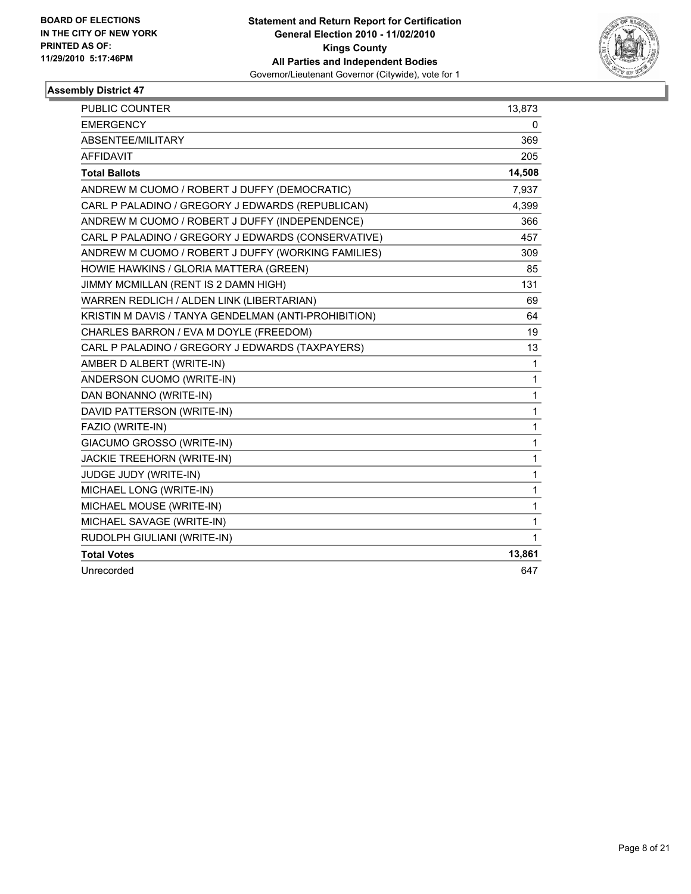**BOARD OF ELECTIONS IN THE CITY OF NEW YORK PRINTED AS OF: 11/29/2010 5:17:46PM**

**Statement and Return Report for Certification General Election 2010 - 11/02/2010 Kings County All Parties and Independent Bodies**
Governor/Lieutenant Governor (Citywide), vote for 1

## Assembly District 47

| | |
|---|---|
| PUBLIC COUNTER | 13,873 |
| EMERGENCY | 0 |
| ABSENTEE/MILITARY | 369 |
| AFFIDAVIT | 205 |
| **Total Ballots** | **14,508** |
| ANDREW M CUOMO / ROBERT J DUFFY (DEMOCRATIC) | 7,937 |
| CARL P PALADINO / GREGORY J EDWARDS (REPUBLICAN) | 4,399 |
| ANDREW M CUOMO / ROBERT J DUFFY (INDEPENDENCE) | 366 |
| CARL P PALADINO / GREGORY J EDWARDS (CONSERVATIVE) | 457 |
| ANDREW M CUOMO / ROBERT J DUFFY (WORKING FAMILIES) | 309 |
| HOWIE HAWKINS / GLORIA MATTERA (GREEN) | 85 |
| JIMMY MCMILLAN (RENT IS 2 DAMN HIGH) | 131 |
| WARREN REDLICH / ALDEN LINK (LIBERTARIAN) | 69 |
| KRISTIN M DAVIS / TANYA GENDELMAN (ANTI-PROHIBITION) | 64 |
| CHARLES BARRON / EVA M DOYLE (FREEDOM) | 19 |
| CARL P PALADINO / GREGORY J EDWARDS (TAXPAYERS) | 13 |
| AMBER D ALBERT (WRITE-IN) | 1 |
| ANDERSON CUOMO (WRITE-IN) | 1 |
| DAN BONANNO (WRITE-IN) | 1 |
| DAVID PATTERSON (WRITE-IN) | 1 |
| FAZIO (WRITE-IN) | 1 |
| GIACUMO GROSSO (WRITE-IN) | 1 |
| JACKIE TREEHORN (WRITE-IN) | 1 |
| JUDGE JUDY (WRITE-IN) | 1 |
| MICHAEL LONG (WRITE-IN) | 1 |
| MICHAEL MOUSE (WRITE-IN) | 1 |
| MICHAEL SAVAGE (WRITE-IN) | 1 |
| RUDOLPH GIULIANI (WRITE-IN) | 1 |
| **Total Votes** | **13,861** |
| Unrecorded | 647 |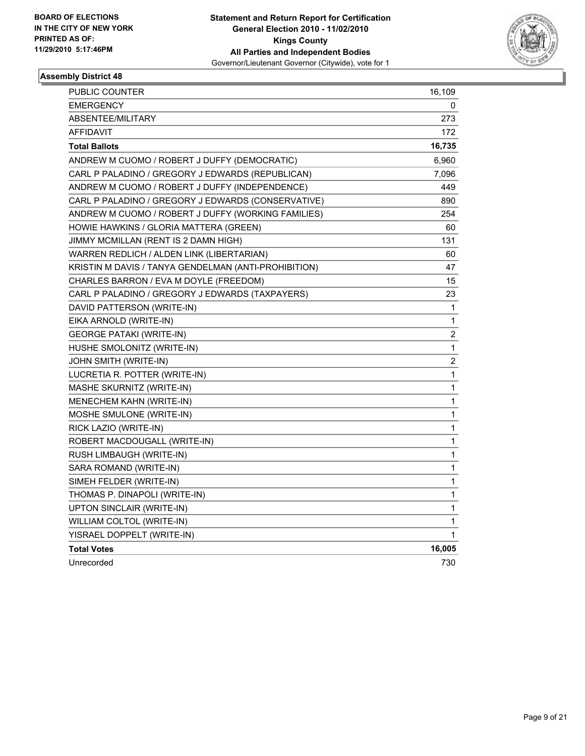**BOARD OF ELECTIONS IN THE CITY OF NEW YORK PRINTED AS OF: 11/29/2010 5:17:46PM**

**Statement and Return Report for Certification General Election 2010 - 11/02/2010 Kings County All Parties and Independent Bodies**
Governor/Lieutenant Governor (Citywide), vote for 1

## Assembly District 48

| | |
|---|---|
| PUBLIC COUNTER | 16,109 |
| EMERGENCY | 0 |
| ABSENTEE/MILITARY | 273 |
| AFFIDAVIT | 172 |
| **Total Ballots** | **16,735** |
| ANDREW M CUOMO / ROBERT J DUFFY (DEMOCRATIC) | 6,960 |
| CARL P PALADINO / GREGORY J EDWARDS (REPUBLICAN) | 7,096 |
| ANDREW M CUOMO / ROBERT J DUFFY (INDEPENDENCE) | 449 |
| CARL P PALADINO / GREGORY J EDWARDS (CONSERVATIVE) | 890 |
| ANDREW M CUOMO / ROBERT J DUFFY (WORKING FAMILIES) | 254 |
| HOWIE HAWKINS / GLORIA MATTERA (GREEN) | 60 |
| JIMMY MCMILLAN (RENT IS 2 DAMN HIGH) | 131 |
| WARREN REDLICH / ALDEN LINK (LIBERTARIAN) | 60 |
| KRISTIN M DAVIS / TANYA GENDELMAN (ANTI-PROHIBITION) | 47 |
| CHARLES BARRON / EVA M DOYLE (FREEDOM) | 15 |
| CARL P PALADINO / GREGORY J EDWARDS (TAXPAYERS) | 23 |
| DAVID PATTERSON (WRITE-IN) | 1 |
| EIKA ARNOLD (WRITE-IN) | 1 |
| GEORGE PATAKI (WRITE-IN) | 2 |
| HUSHE SMOLONITZ (WRITE-IN) | 1 |
| JOHN SMITH (WRITE-IN) | 2 |
| LUCRETIA R. POTTER (WRITE-IN) | 1 |
| MASHE SKURNITZ (WRITE-IN) | 1 |
| MENECHEM KAHN (WRITE-IN) | 1 |
| MOSHE SMULONE (WRITE-IN) | 1 |
| RICK LAZIO (WRITE-IN) | 1 |
| ROBERT MACDOUGALL (WRITE-IN) | 1 |
| RUSH LIMBAUGH (WRITE-IN) | 1 |
| SARA ROMAND (WRITE-IN) | 1 |
| SIMEH FELDER (WRITE-IN) | 1 |
| THOMAS P. DINAPOLI (WRITE-IN) | 1 |
| UPTON SINCLAIR (WRITE-IN) | 1 |
| WILLIAM COLTOL (WRITE-IN) | 1 |
| YISRAEL DOPPELT (WRITE-IN) | 1 |
| **Total Votes** | **16,005** |
| Unrecorded | 730 |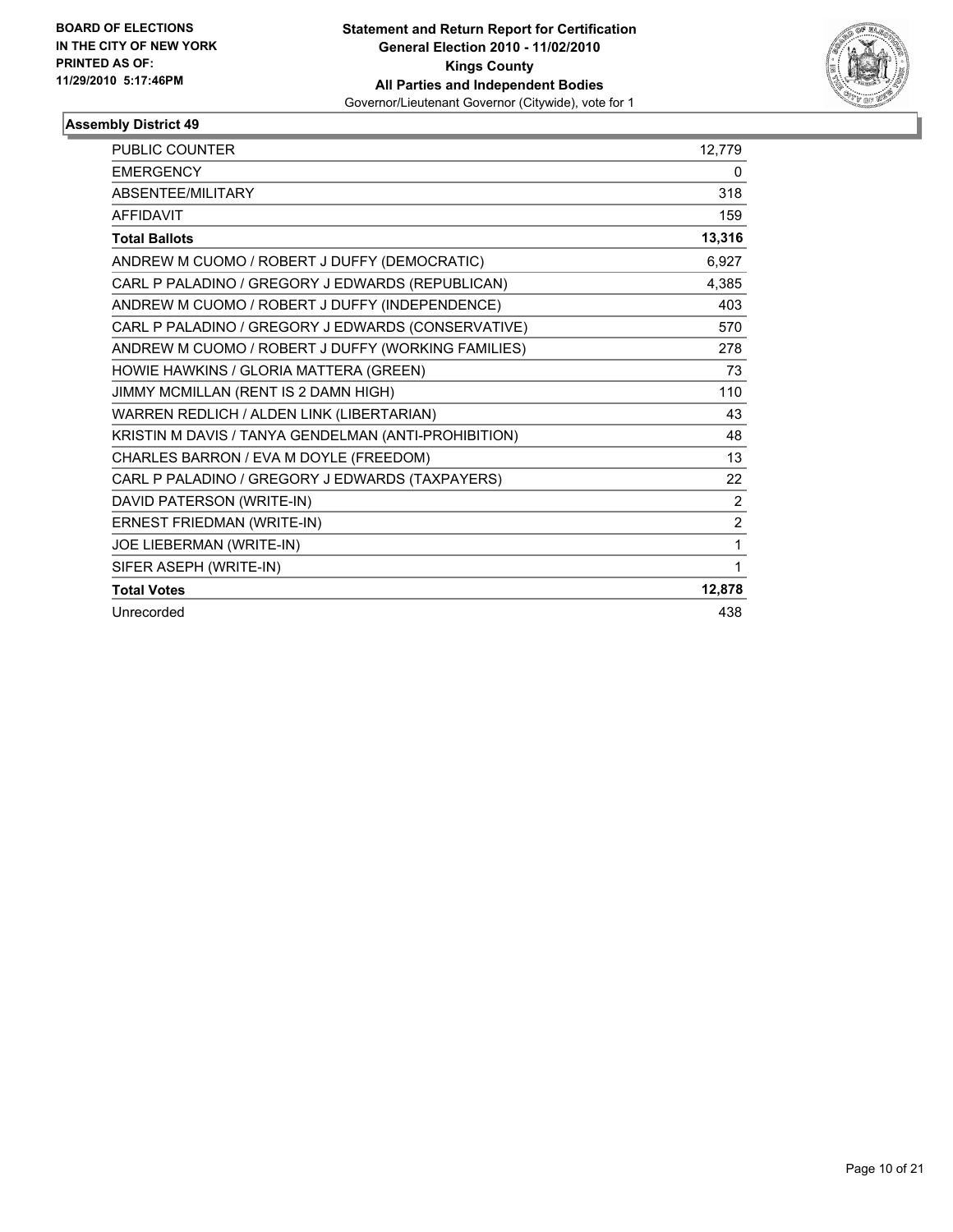**BOARD OF ELECTIONS IN THE CITY OF NEW YORK PRINTED AS OF: 11/29/2010 5:17:46PM**

**Statement and Return Report for Certification General Election 2010 - 11/02/2010 Kings County All Parties and Independent Bodies**
Governor/Lieutenant Governor (Citywide), vote for 1

## Assembly District 49

| | |
|---|---|
| PUBLIC COUNTER | 12,779 |
| EMERGENCY | 0 |
| ABSENTEE/MILITARY | 318 |
| AFFIDAVIT | 159 |
| **Total Ballots** | **13,316** |
| ANDREW M CUOMO / ROBERT J DUFFY (DEMOCRATIC) | 6,927 |
| CARL P PALADINO / GREGORY J EDWARDS (REPUBLICAN) | 4,385 |
| ANDREW M CUOMO / ROBERT J DUFFY (INDEPENDENCE) | 403 |
| CARL P PALADINO / GREGORY J EDWARDS (CONSERVATIVE) | 570 |
| ANDREW M CUOMO / ROBERT J DUFFY (WORKING FAMILIES) | 278 |
| HOWIE HAWKINS / GLORIA MATTERA (GREEN) | 73 |
| JIMMY MCMILLAN (RENT IS 2 DAMN HIGH) | 110 |
| WARREN REDLICH / ALDEN LINK (LIBERTARIAN) | 43 |
| KRISTIN M DAVIS / TANYA GENDELMAN (ANTI-PROHIBITION) | 48 |
| CHARLES BARRON / EVA M DOYLE (FREEDOM) | 13 |
| CARL P PALADINO / GREGORY J EDWARDS (TAXPAYERS) | 22 |
| DAVID PATERSON (WRITE-IN) | 2 |
| ERNEST FRIEDMAN (WRITE-IN) | 2 |
| JOE LIEBERMAN (WRITE-IN) | 1 |
| SIFER ASEPH (WRITE-IN) | 1 |
| **Total Votes** | **12,878** |
| Unrecorded | 438 |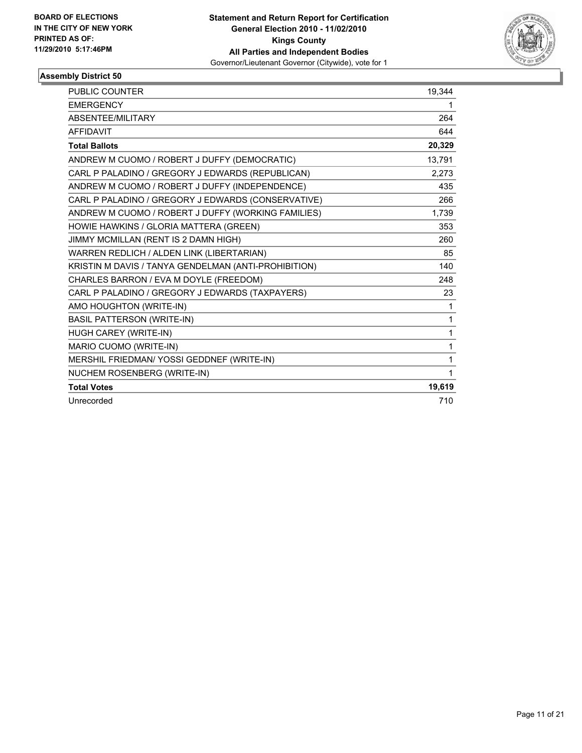BOARD OF ELECTIONS
IN THE CITY OF NEW YORK
PRINTED AS OF:
11/29/2010 5:17:46PM

**Statement and Return Report for Certification**
**General Election 2010 - 11/02/2010**
**Kings County**
**All Parties and Independent Bodies**
Governor/Lieutenant Governor (Citywide), vote for 1

### Assembly District 50

| | |
|---|---|
| PUBLIC COUNTER | 19,344 |
| EMERGENCY | 1 |
| ABSENTEE/MILITARY | 264 |
| AFFIDAVIT | 644 |
| **Total Ballots** | **20,329** |
| ANDREW M CUOMO / ROBERT J DUFFY (DEMOCRATIC) | 13,791 |
| CARL P PALADINO / GREGORY J EDWARDS (REPUBLICAN) | 2,273 |
| ANDREW M CUOMO / ROBERT J DUFFY (INDEPENDENCE) | 435 |
| CARL P PALADINO / GREGORY J EDWARDS (CONSERVATIVE) | 266 |
| ANDREW M CUOMO / ROBERT J DUFFY (WORKING FAMILIES) | 1,739 |
| HOWIE HAWKINS / GLORIA MATTERA (GREEN) | 353 |
| JIMMY MCMILLAN (RENT IS 2 DAMN HIGH) | 260 |
| WARREN REDLICH / ALDEN LINK (LIBERTARIAN) | 85 |
| KRISTIN M DAVIS / TANYA GENDELMAN (ANTI-PROHIBITION) | 140 |
| CHARLES BARRON / EVA M DOYLE (FREEDOM) | 248 |
| CARL P PALADINO / GREGORY J EDWARDS (TAXPAYERS) | 23 |
| AMO HOUGHTON (WRITE-IN) | 1 |
| BASIL PATTERSON (WRITE-IN) | 1 |
| HUGH CAREY (WRITE-IN) | 1 |
| MARIO CUOMO (WRITE-IN) | 1 |
| MERSHIL FRIEDMAN/ YOSSI GEDDNEF (WRITE-IN) | 1 |
| NUCHEM ROSENBERG (WRITE-IN) | 1 |
| **Total Votes** | **19,619** |
| Unrecorded | 710 |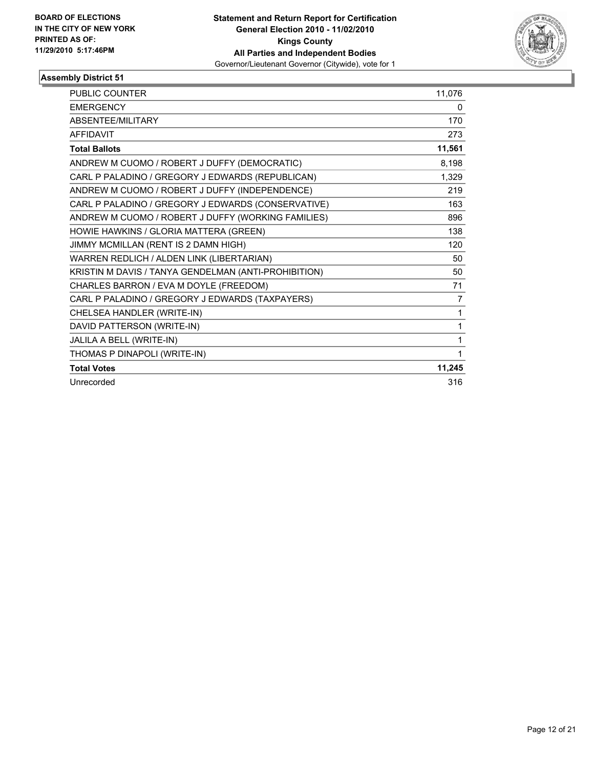**BOARD OF ELECTIONS IN THE CITY OF NEW YORK PRINTED AS OF: 11/29/2010 5:17:46PM**

**Statement and Return Report for Certification General Election 2010 - 11/02/2010 Kings County All Parties and Independent Bodies**
Governor/Lieutenant Governor (Citywide), vote for 1

**Assembly District 51**

| | |
|---|---|
| PUBLIC COUNTER | 11,076 |
| EMERGENCY | 0 |
| ABSENTEE/MILITARY | 170 |
| AFFIDAVIT | 273 |
| **Total Ballots** | **11,561** |
| ANDREW M CUOMO / ROBERT J DUFFY (DEMOCRATIC) | 8,198 |
| CARL P PALADINO / GREGORY J EDWARDS (REPUBLICAN) | 1,329 |
| ANDREW M CUOMO / ROBERT J DUFFY (INDEPENDENCE) | 219 |
| CARL P PALADINO / GREGORY J EDWARDS (CONSERVATIVE) | 163 |
| ANDREW M CUOMO / ROBERT J DUFFY (WORKING FAMILIES) | 896 |
| HOWIE HAWKINS / GLORIA MATTERA (GREEN) | 138 |
| JIMMY MCMILLAN (RENT IS 2 DAMN HIGH) | 120 |
| WARREN REDLICH / ALDEN LINK (LIBERTARIAN) | 50 |
| KRISTIN M DAVIS / TANYA GENDELMAN (ANTI-PROHIBITION) | 50 |
| CHARLES BARRON / EVA M DOYLE (FREEDOM) | 71 |
| CARL P PALADINO / GREGORY J EDWARDS (TAXPAYERS) | 7 |
| CHELSEA HANDLER (WRITE-IN) | 1 |
| DAVID PATTERSON (WRITE-IN) | 1 |
| JALILA A BELL (WRITE-IN) | 1 |
| THOMAS P DINAPOLI (WRITE-IN) | 1 |
| **Total Votes** | **11,245** |
| Unrecorded | 316 |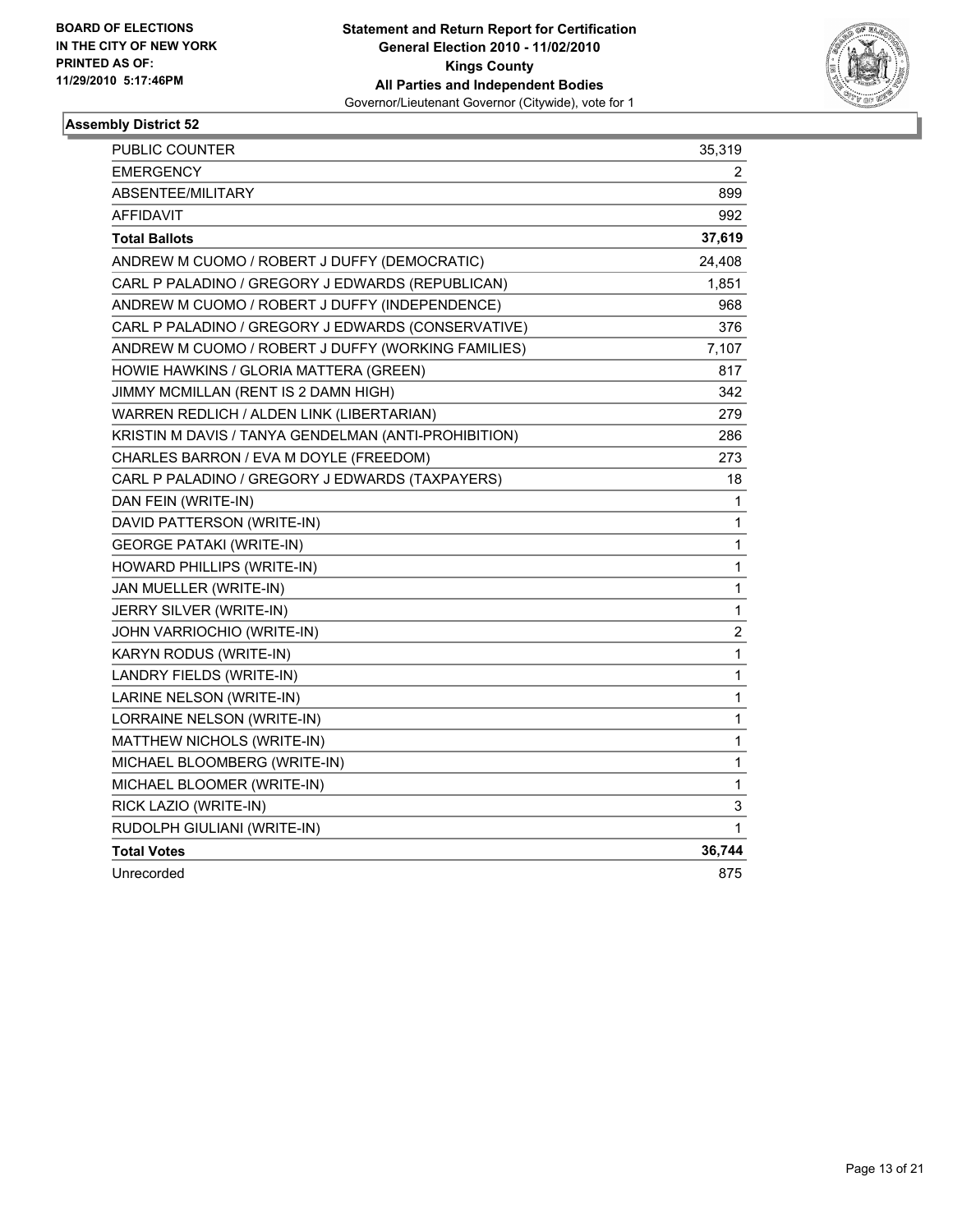**BOARD OF ELECTIONS IN THE CITY OF NEW YORK PRINTED AS OF: 11/29/2010 5:17:46PM**

**Statement and Return Report for Certification General Election 2010 - 11/02/2010 Kings County All Parties and Independent Bodies**
Governor/Lieutenant Governor (Citywide), vote for 1

## Assembly District 52

| | |
|---|---|
| PUBLIC COUNTER | 35,319 |
| EMERGENCY | 2 |
| ABSENTEE/MILITARY | 899 |
| AFFIDAVIT | 992 |
| **Total Ballots** | **37,619** |
| ANDREW M CUOMO / ROBERT J DUFFY (DEMOCRATIC) | 24,408 |
| CARL P PALADINO / GREGORY J EDWARDS (REPUBLICAN) | 1,851 |
| ANDREW M CUOMO / ROBERT J DUFFY (INDEPENDENCE) | 968 |
| CARL P PALADINO / GREGORY J EDWARDS (CONSERVATIVE) | 376 |
| ANDREW M CUOMO / ROBERT J DUFFY (WORKING FAMILIES) | 7,107 |
| HOWIE HAWKINS / GLORIA MATTERA (GREEN) | 817 |
| JIMMY MCMILLAN (RENT IS 2 DAMN HIGH) | 342 |
| WARREN REDLICH / ALDEN LINK (LIBERTARIAN) | 279 |
| KRISTIN M DAVIS / TANYA GENDELMAN (ANTI-PROHIBITION) | 286 |
| CHARLES BARRON / EVA M DOYLE (FREEDOM) | 273 |
| CARL P PALADINO / GREGORY J EDWARDS (TAXPAYERS) | 18 |
| DAN FEIN (WRITE-IN) | 1 |
| DAVID PATTERSON (WRITE-IN) | 1 |
| GEORGE PATAKI (WRITE-IN) | 1 |
| HOWARD PHILLIPS (WRITE-IN) | 1 |
| JAN MUELLER (WRITE-IN) | 1 |
| JERRY SILVER (WRITE-IN) | 1 |
| JOHN VARRIOCHIO (WRITE-IN) | 2 |
| KARYN RODUS (WRITE-IN) | 1 |
| LANDRY FIELDS (WRITE-IN) | 1 |
| LARINE NELSON (WRITE-IN) | 1 |
| LORRAINE NELSON (WRITE-IN) | 1 |
| MATTHEW NICHOLS (WRITE-IN) | 1 |
| MICHAEL BLOOMBERG (WRITE-IN) | 1 |
| MICHAEL BLOOMER (WRITE-IN) | 1 |
| RICK LAZIO (WRITE-IN) | 3 |
| RUDOLPH GIULIANI (WRITE-IN) | 1 |
| **Total Votes** | **36,744** |
| Unrecorded | 875 |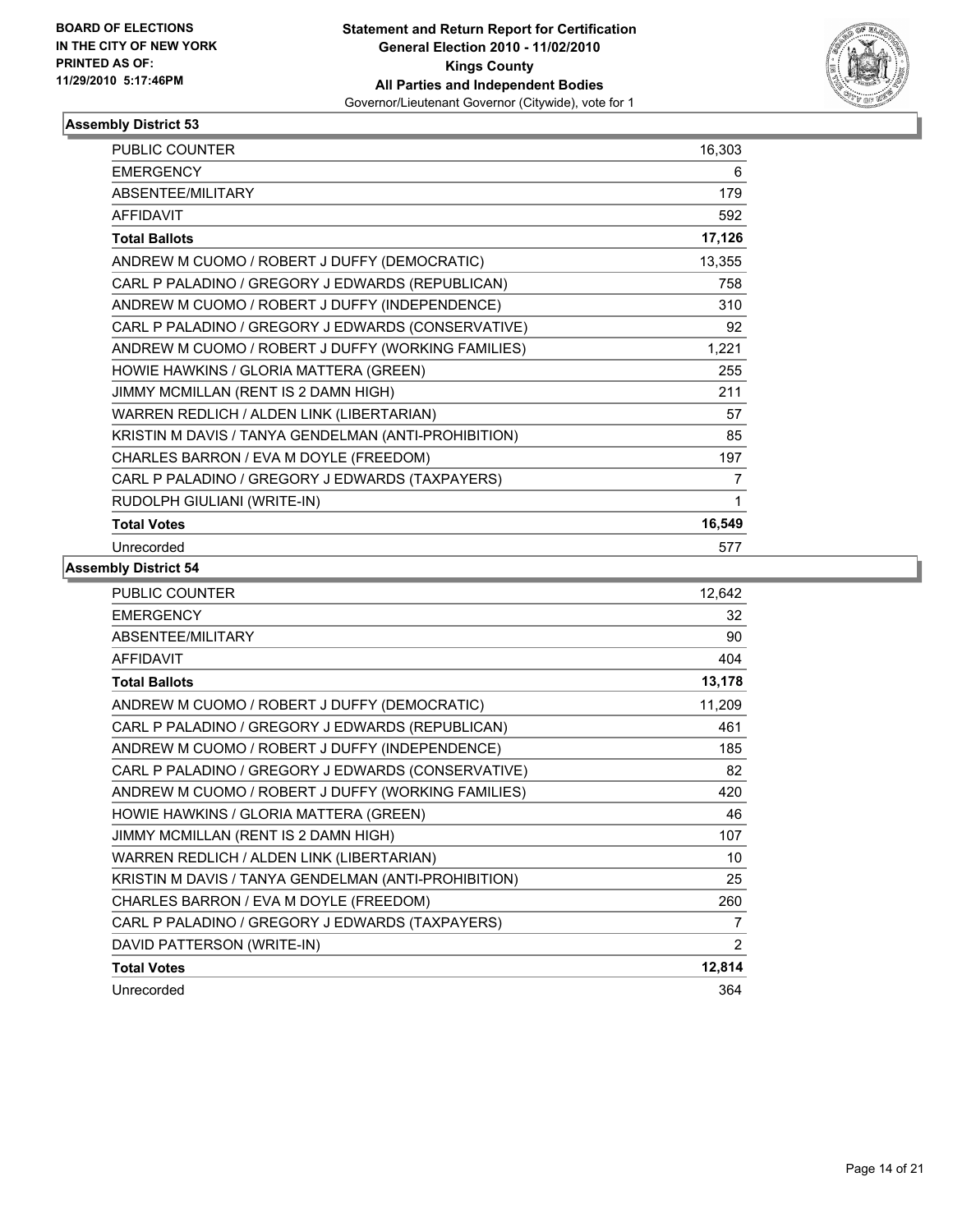**BOARD OF ELECTIONS IN THE CITY OF NEW YORK PRINTED AS OF: 11/29/2010 5:17:46PM**

**Statement and Return Report for Certification**
**General Election 2010 - 11/02/2010**
**Kings County**
**All Parties and Independent Bodies**
Governor/Lieutenant Governor (Citywide), vote for 1

### Assembly District 53

| | |
|---|---|
| PUBLIC COUNTER | 16,303 |
| EMERGENCY | 6 |
| ABSENTEE/MILITARY | 179 |
| AFFIDAVIT | 592 |
| **Total Ballots** | **17,126** |
| ANDREW M CUOMO / ROBERT J DUFFY (DEMOCRATIC) | 13,355 |
| CARL P PALADINO / GREGORY J EDWARDS (REPUBLICAN) | 758 |
| ANDREW M CUOMO / ROBERT J DUFFY (INDEPENDENCE) | 310 |
| CARL P PALADINO / GREGORY J EDWARDS (CONSERVATIVE) | 92 |
| ANDREW M CUOMO / ROBERT J DUFFY (WORKING FAMILIES) | 1,221 |
| HOWIE HAWKINS / GLORIA MATTERA (GREEN) | 255 |
| JIMMY MCMILLAN (RENT IS 2 DAMN HIGH) | 211 |
| WARREN REDLICH / ALDEN LINK (LIBERTARIAN) | 57 |
| KRISTIN M DAVIS / TANYA GENDELMAN (ANTI-PROHIBITION) | 85 |
| CHARLES BARRON / EVA M DOYLE (FREEDOM) | 197 |
| CARL P PALADINO / GREGORY J EDWARDS (TAXPAYERS) | 7 |
| RUDOLPH GIULIANI (WRITE-IN) | 1 |
| **Total Votes** | **16,549** |
| Unrecorded | 577 |

### Assembly District 54

| | |
|---|---|
| PUBLIC COUNTER | 12,642 |
| EMERGENCY | 32 |
| ABSENTEE/MILITARY | 90 |
| AFFIDAVIT | 404 |
| **Total Ballots** | **13,178** |
| ANDREW M CUOMO / ROBERT J DUFFY (DEMOCRATIC) | 11,209 |
| CARL P PALADINO / GREGORY J EDWARDS (REPUBLICAN) | 461 |
| ANDREW M CUOMO / ROBERT J DUFFY (INDEPENDENCE) | 185 |
| CARL P PALADINO / GREGORY J EDWARDS (CONSERVATIVE) | 82 |
| ANDREW M CUOMO / ROBERT J DUFFY (WORKING FAMILIES) | 420 |
| HOWIE HAWKINS / GLORIA MATTERA (GREEN) | 46 |
| JIMMY MCMILLAN (RENT IS 2 DAMN HIGH) | 107 |
| WARREN REDLICH / ALDEN LINK (LIBERTARIAN) | 10 |
| KRISTIN M DAVIS / TANYA GENDELMAN (ANTI-PROHIBITION) | 25 |
| CHARLES BARRON / EVA M DOYLE (FREEDOM) | 260 |
| CARL P PALADINO / GREGORY J EDWARDS (TAXPAYERS) | 7 |
| DAVID PATTERSON (WRITE-IN) | 2 |
| **Total Votes** | **12,814** |
| Unrecorded | 364 |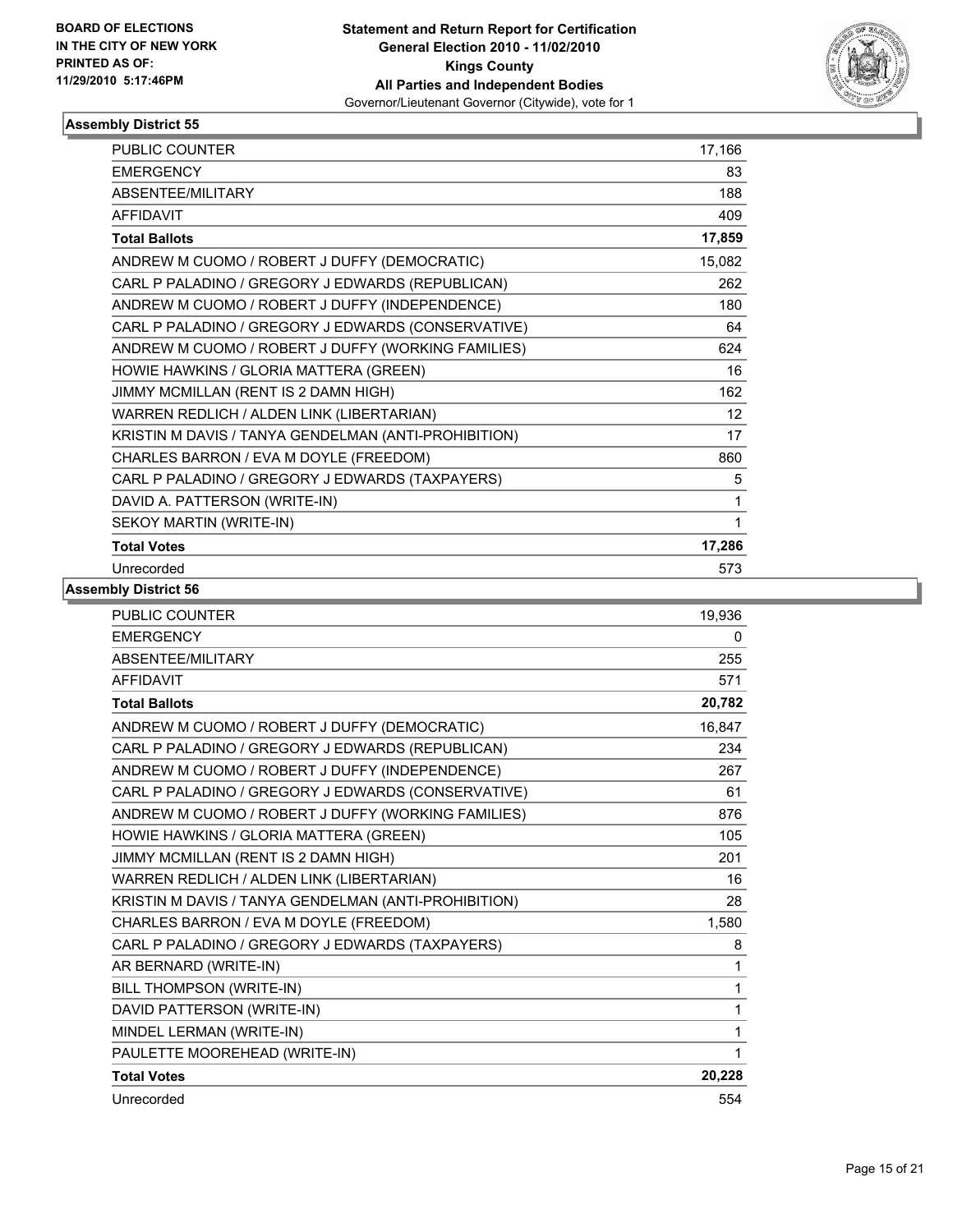**BOARD OF ELECTIONS IN THE CITY OF NEW YORK PRINTED AS OF: 11/29/2010 5:17:46PM**

**Statement and Return Report for Certification General Election 2010 - 11/02/2010 Kings County All Parties and Independent Bodies**
Governor/Lieutenant Governor (Citywide), vote for 1

### Assembly District 55

| | |
|---|---|
| PUBLIC COUNTER | 17,166 |
| EMERGENCY | 83 |
| ABSENTEE/MILITARY | 188 |
| AFFIDAVIT | 409 |
| **Total Ballots** | **17,859** |
| ANDREW M CUOMO / ROBERT J DUFFY (DEMOCRATIC) | 15,082 |
| CARL P PALADINO / GREGORY J EDWARDS (REPUBLICAN) | 262 |
| ANDREW M CUOMO / ROBERT J DUFFY (INDEPENDENCE) | 180 |
| CARL P PALADINO / GREGORY J EDWARDS (CONSERVATIVE) | 64 |
| ANDREW M CUOMO / ROBERT J DUFFY (WORKING FAMILIES) | 624 |
| HOWIE HAWKINS / GLORIA MATTERA (GREEN) | 16 |
| JIMMY MCMILLAN (RENT IS 2 DAMN HIGH) | 162 |
| WARREN REDLICH / ALDEN LINK (LIBERTARIAN) | 12 |
| KRISTIN M DAVIS / TANYA GENDELMAN (ANTI-PROHIBITION) | 17 |
| CHARLES BARRON / EVA M DOYLE (FREEDOM) | 860 |
| CARL P PALADINO / GREGORY J EDWARDS (TAXPAYERS) | 5 |
| DAVID A. PATTERSON (WRITE-IN) | 1 |
| SEKOY MARTIN (WRITE-IN) | 1 |
| **Total Votes** | **17,286** |
| Unrecorded | 573 |

### Assembly District 56

| | |
|---|---|
| PUBLIC COUNTER | 19,936 |
| EMERGENCY | 0 |
| ABSENTEE/MILITARY | 255 |
| AFFIDAVIT | 571 |
| **Total Ballots** | **20,782** |
| ANDREW M CUOMO / ROBERT J DUFFY (DEMOCRATIC) | 16,847 |
| CARL P PALADINO / GREGORY J EDWARDS (REPUBLICAN) | 234 |
| ANDREW M CUOMO / ROBERT J DUFFY (INDEPENDENCE) | 267 |
| CARL P PALADINO / GREGORY J EDWARDS (CONSERVATIVE) | 61 |
| ANDREW M CUOMO / ROBERT J DUFFY (WORKING FAMILIES) | 876 |
| HOWIE HAWKINS / GLORIA MATTERA (GREEN) | 105 |
| JIMMY MCMILLAN (RENT IS 2 DAMN HIGH) | 201 |
| WARREN REDLICH / ALDEN LINK (LIBERTARIAN) | 16 |
| KRISTIN M DAVIS / TANYA GENDELMAN (ANTI-PROHIBITION) | 28 |
| CHARLES BARRON / EVA M DOYLE (FREEDOM) | 1,580 |
| CARL P PALADINO / GREGORY J EDWARDS (TAXPAYERS) | 8 |
| AR BERNARD (WRITE-IN) | 1 |
| BILL THOMPSON (WRITE-IN) | 1 |
| DAVID PATTERSON (WRITE-IN) | 1 |
| MINDEL LERMAN (WRITE-IN) | 1 |
| PAULETTE MOOREHEAD (WRITE-IN) | 1 |
| **Total Votes** | **20,228** |
| Unrecorded | 554 |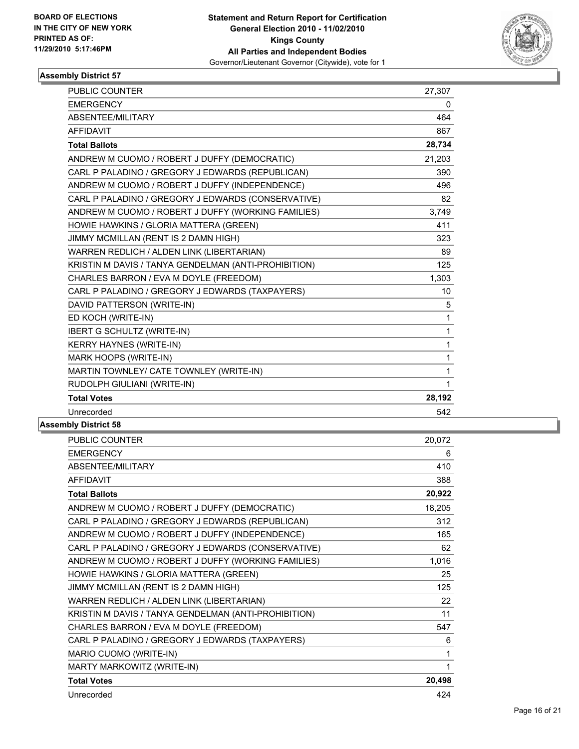**BOARD OF ELECTIONS IN THE CITY OF NEW YORK PRINTED AS OF: 11/29/2010 5:17:46PM**

**Statement and Return Report for Certification General Election 2010 - 11/02/2010 Kings County All Parties and Independent Bodies**
Governor/Lieutenant Governor (Citywide), vote for 1

## Assembly District 57

| | |
|---|---|
| PUBLIC COUNTER | 27,307 |
| EMERGENCY | 0 |
| ABSENTEE/MILITARY | 464 |
| AFFIDAVIT | 867 |
| **Total Ballots** | **28,734** |
| ANDREW M CUOMO / ROBERT J DUFFY (DEMOCRATIC) | 21,203 |
| CARL P PALADINO / GREGORY J EDWARDS (REPUBLICAN) | 390 |
| ANDREW M CUOMO / ROBERT J DUFFY (INDEPENDENCE) | 496 |
| CARL P PALADINO / GREGORY J EDWARDS (CONSERVATIVE) | 82 |
| ANDREW M CUOMO / ROBERT J DUFFY (WORKING FAMILIES) | 3,749 |
| HOWIE HAWKINS / GLORIA MATTERA (GREEN) | 411 |
| JIMMY MCMILLAN (RENT IS 2 DAMN HIGH) | 323 |
| WARREN REDLICH / ALDEN LINK (LIBERTARIAN) | 89 |
| KRISTIN M DAVIS / TANYA GENDELMAN (ANTI-PROHIBITION) | 125 |
| CHARLES BARRON / EVA M DOYLE (FREEDOM) | 1,303 |
| CARL P PALADINO / GREGORY J EDWARDS (TAXPAYERS) | 10 |
| DAVID PATTERSON (WRITE-IN) | 5 |
| ED KOCH (WRITE-IN) | 1 |
| IBERT G SCHULTZ (WRITE-IN) | 1 |
| KERRY HAYNES (WRITE-IN) | 1 |
| MARK HOOPS (WRITE-IN) | 1 |
| MARTIN TOWNLEY/ CATE TOWNLEY (WRITE-IN) | 1 |
| RUDOLPH GIULIANI (WRITE-IN) | 1 |
| **Total Votes** | **28,192** |
| Unrecorded | 542 |

## Assembly District 58

| | |
|---|---|
| PUBLIC COUNTER | 20,072 |
| EMERGENCY | 6 |
| ABSENTEE/MILITARY | 410 |
| AFFIDAVIT | 388 |
| **Total Ballots** | **20,922** |
| ANDREW M CUOMO / ROBERT J DUFFY (DEMOCRATIC) | 18,205 |
| CARL P PALADINO / GREGORY J EDWARDS (REPUBLICAN) | 312 |
| ANDREW M CUOMO / ROBERT J DUFFY (INDEPENDENCE) | 165 |
| CARL P PALADINO / GREGORY J EDWARDS (CONSERVATIVE) | 62 |
| ANDREW M CUOMO / ROBERT J DUFFY (WORKING FAMILIES) | 1,016 |
| HOWIE HAWKINS / GLORIA MATTERA (GREEN) | 25 |
| JIMMY MCMILLAN (RENT IS 2 DAMN HIGH) | 125 |
| WARREN REDLICH / ALDEN LINK (LIBERTARIAN) | 22 |
| KRISTIN M DAVIS / TANYA GENDELMAN (ANTI-PROHIBITION) | 11 |
| CHARLES BARRON / EVA M DOYLE (FREEDOM) | 547 |
| CARL P PALADINO / GREGORY J EDWARDS (TAXPAYERS) | 6 |
| MARIO CUOMO (WRITE-IN) | 1 |
| MARTY MARKOWITZ (WRITE-IN) | 1 |
| **Total Votes** | **20,498** |
| Unrecorded | 424 |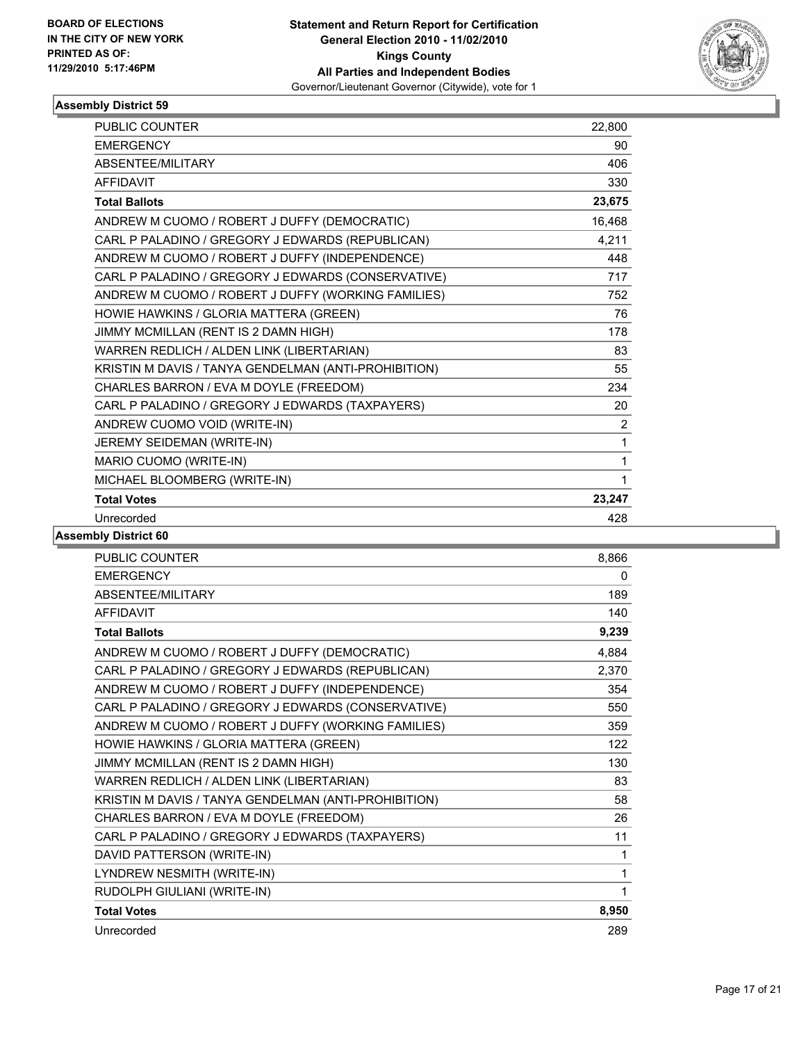**BOARD OF ELECTIONS IN THE CITY OF NEW YORK PRINTED AS OF: 11/29/2010 5:17:46PM**

**Statement and Return Report for Certification**
**General Election 2010 - 11/02/2010**
**Kings County**
**All Parties and Independent Bodies**
Governor/Lieutenant Governor (Citywide), vote for 1

### Assembly District 59

| | |
|---|---|
| PUBLIC COUNTER | 22,800 |
| EMERGENCY | 90 |
| ABSENTEE/MILITARY | 406 |
| AFFIDAVIT | 330 |
| **Total Ballots** | **23,675** |
| ANDREW M CUOMO / ROBERT J DUFFY (DEMOCRATIC) | 16,468 |
| CARL P PALADINO / GREGORY J EDWARDS (REPUBLICAN) | 4,211 |
| ANDREW M CUOMO / ROBERT J DUFFY (INDEPENDENCE) | 448 |
| CARL P PALADINO / GREGORY J EDWARDS (CONSERVATIVE) | 717 |
| ANDREW M CUOMO / ROBERT J DUFFY (WORKING FAMILIES) | 752 |
| HOWIE HAWKINS / GLORIA MATTERA (GREEN) | 76 |
| JIMMY MCMILLAN (RENT IS 2 DAMN HIGH) | 178 |
| WARREN REDLICH / ALDEN LINK (LIBERTARIAN) | 83 |
| KRISTIN M DAVIS / TANYA GENDELMAN (ANTI-PROHIBITION) | 55 |
| CHARLES BARRON / EVA M DOYLE (FREEDOM) | 234 |
| CARL P PALADINO / GREGORY J EDWARDS (TAXPAYERS) | 20 |
| ANDREW CUOMO VOID (WRITE-IN) | 2 |
| JEREMY SEIDEMAN (WRITE-IN) | 1 |
| MARIO CUOMO (WRITE-IN) | 1 |
| MICHAEL BLOOMBERG (WRITE-IN) | 1 |
| **Total Votes** | **23,247** |
| Unrecorded | 428 |

### Assembly District 60

| | |
|---|---|
| PUBLIC COUNTER | 8,866 |
| EMERGENCY | 0 |
| ABSENTEE/MILITARY | 189 |
| AFFIDAVIT | 140 |
| **Total Ballots** | **9,239** |
| ANDREW M CUOMO / ROBERT J DUFFY (DEMOCRATIC) | 4,884 |
| CARL P PALADINO / GREGORY J EDWARDS (REPUBLICAN) | 2,370 |
| ANDREW M CUOMO / ROBERT J DUFFY (INDEPENDENCE) | 354 |
| CARL P PALADINO / GREGORY J EDWARDS (CONSERVATIVE) | 550 |
| ANDREW M CUOMO / ROBERT J DUFFY (WORKING FAMILIES) | 359 |
| HOWIE HAWKINS / GLORIA MATTERA (GREEN) | 122 |
| JIMMY MCMILLAN (RENT IS 2 DAMN HIGH) | 130 |
| WARREN REDLICH / ALDEN LINK (LIBERTARIAN) | 83 |
| KRISTIN M DAVIS / TANYA GENDELMAN (ANTI-PROHIBITION) | 58 |
| CHARLES BARRON / EVA M DOYLE (FREEDOM) | 26 |
| CARL P PALADINO / GREGORY J EDWARDS (TAXPAYERS) | 11 |
| DAVID PATTERSON (WRITE-IN) | 1 |
| LYNDREW NESMITH (WRITE-IN) | 1 |
| RUDOLPH GIULIANI (WRITE-IN) | 1 |
| **Total Votes** | **8,950** |
| Unrecorded | 289 |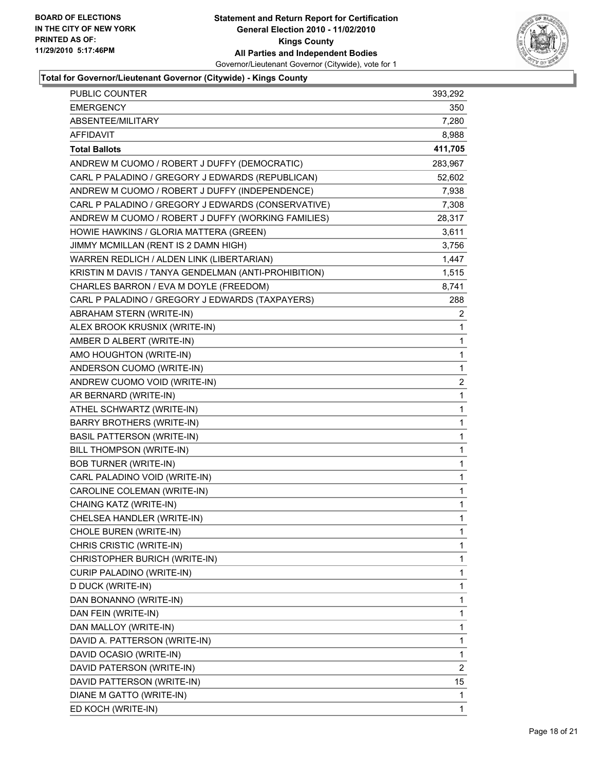BOARD OF ELECTIONS
IN THE CITY OF NEW YORK
PRINTED AS OF:
11/29/2010 5:17:46PM

**Statement and Return Report for Certification**
**General Election 2010 - 11/02/2010**
**Kings County**
**All Parties and Independent Bodies**
Governor/Lieutenant Governor (Citywide), vote for 1

**Total for Governor/Lieutenant Governor (Citywide) - Kings County**

| | |
|---|---|
| PUBLIC COUNTER | 393,292 |
| EMERGENCY | 350 |
| ABSENTEE/MILITARY | 7,280 |
| AFFIDAVIT | 8,988 |
| **Total Ballots** | **411,705** |
| ANDREW M CUOMO / ROBERT J DUFFY (DEMOCRATIC) | 283,967 |
| CARL P PALADINO / GREGORY J EDWARDS (REPUBLICAN) | 52,602 |
| ANDREW M CUOMO / ROBERT J DUFFY (INDEPENDENCE) | 7,938 |
| CARL P PALADINO / GREGORY J EDWARDS (CONSERVATIVE) | 7,308 |
| ANDREW M CUOMO / ROBERT J DUFFY (WORKING FAMILIES) | 28,317 |
| HOWIE HAWKINS / GLORIA MATTERA (GREEN) | 3,611 |
| JIMMY MCMILLAN (RENT IS 2 DAMN HIGH) | 3,756 |
| WARREN REDLICH / ALDEN LINK (LIBERTARIAN) | 1,447 |
| KRISTIN M DAVIS / TANYA GENDELMAN (ANTI-PROHIBITION) | 1,515 |
| CHARLES BARRON / EVA M DOYLE (FREEDOM) | 8,741 |
| CARL P PALADINO / GREGORY J EDWARDS (TAXPAYERS) | 288 |
| ABRAHAM STERN (WRITE-IN) | 2 |
| ALEX BROOK KRUSNIX (WRITE-IN) | 1 |
| AMBER D ALBERT (WRITE-IN) | 1 |
| AMO HOUGHTON (WRITE-IN) | 1 |
| ANDERSON CUOMO (WRITE-IN) | 1 |
| ANDREW CUOMO VOID (WRITE-IN) | 2 |
| AR BERNARD (WRITE-IN) | 1 |
| ATHEL SCHWARTZ (WRITE-IN) | 1 |
| BARRY BROTHERS (WRITE-IN) | 1 |
| BASIL PATTERSON (WRITE-IN) | 1 |
| BILL THOMPSON (WRITE-IN) | 1 |
| BOB TURNER (WRITE-IN) | 1 |
| CARL PALADINO VOID (WRITE-IN) | 1 |
| CAROLINE COLEMAN (WRITE-IN) | 1 |
| CHAING KATZ (WRITE-IN) | 1 |
| CHELSEA HANDLER (WRITE-IN) | 1 |
| CHOLE BUREN (WRITE-IN) | 1 |
| CHRIS CRISTIC (WRITE-IN) | 1 |
| CHRISTOPHER BURICH (WRITE-IN) | 1 |
| CURIP PALADINO (WRITE-IN) | 1 |
| D DUCK (WRITE-IN) | 1 |
| DAN BONANNO (WRITE-IN) | 1 |
| DAN FEIN (WRITE-IN) | 1 |
| DAN MALLOY (WRITE-IN) | 1 |
| DAVID A. PATTERSON (WRITE-IN) | 1 |
| DAVID OCASIO (WRITE-IN) | 1 |
| DAVID PATERSON (WRITE-IN) | 2 |
| DAVID PATTERSON (WRITE-IN) | 15 |
| DIANE M GATTO (WRITE-IN) | 1 |
| ED KOCH (WRITE-IN) | 1 |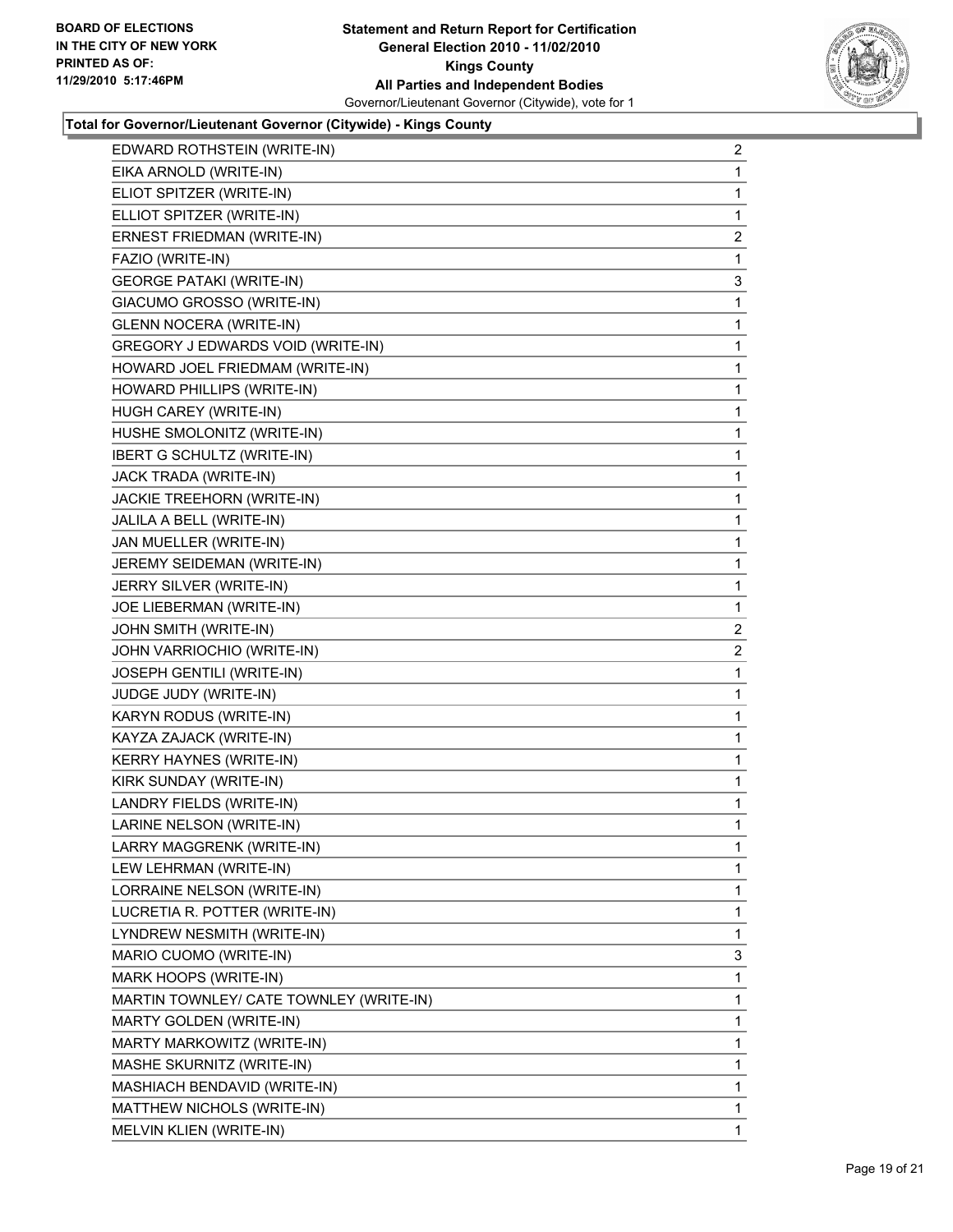**Total for Governor/Lieutenant Governor (Citywide) - Kings County**

| Candidate | Votes |
|---|---|
| EDWARD ROTHSTEIN (WRITE-IN) | 2 |
| EIKA ARNOLD (WRITE-IN) | 1 |
| ELIOT SPITZER (WRITE-IN) | 1 |
| ELLIOT SPITZER (WRITE-IN) | 1 |
| ERNEST FRIEDMAN (WRITE-IN) | 2 |
| FAZIO (WRITE-IN) | 1 |
| GEORGE PATAKI (WRITE-IN) | 3 |
| GIACUMO GROSSO (WRITE-IN) | 1 |
| GLENN NOCERA (WRITE-IN) | 1 |
| GREGORY J EDWARDS VOID (WRITE-IN) | 1 |
| HOWARD JOEL FRIEDMAM (WRITE-IN) | 1 |
| HOWARD PHILLIPS (WRITE-IN) | 1 |
| HUGH CAREY (WRITE-IN) | 1 |
| HUSHE SMOLONITZ (WRITE-IN) | 1 |
| IBERT G SCHULTZ (WRITE-IN) | 1 |
| JACK TRADA (WRITE-IN) | 1 |
| JACKIE TREEHORN (WRITE-IN) | 1 |
| JALILA A BELL (WRITE-IN) | 1 |
| JAN MUELLER (WRITE-IN) | 1 |
| JEREMY SEIDEMAN (WRITE-IN) | 1 |
| JERRY SILVER (WRITE-IN) | 1 |
| JOE LIEBERMAN (WRITE-IN) | 1 |
| JOHN SMITH (WRITE-IN) | 2 |
| JOHN VARRIOCHIO (WRITE-IN) | 2 |
| JOSEPH GENTILI (WRITE-IN) | 1 |
| JUDGE JUDY (WRITE-IN) | 1 |
| KARYN RODUS (WRITE-IN) | 1 |
| KAYZA ZAJACK (WRITE-IN) | 1 |
| KERRY HAYNES (WRITE-IN) | 1 |
| KIRK SUNDAY (WRITE-IN) | 1 |
| LANDRY FIELDS (WRITE-IN) | 1 |
| LARINE NELSON (WRITE-IN) | 1 |
| LARRY MAGGRENK (WRITE-IN) | 1 |
| LEW LEHRMAN (WRITE-IN) | 1 |
| LORRAINE NELSON (WRITE-IN) | 1 |
| LUCRETIA R. POTTER (WRITE-IN) | 1 |
| LYNDREW NESMITH (WRITE-IN) | 1 |
| MARIO CUOMO (WRITE-IN) | 3 |
| MARK HOOPS (WRITE-IN) | 1 |
| MARTIN TOWNLEY/ CATE TOWNLEY (WRITE-IN) | 1 |
| MARTY GOLDEN (WRITE-IN) | 1 |
| MARTY MARKOWITZ (WRITE-IN) | 1 |
| MASHE SKURNITZ (WRITE-IN) | 1 |
| MASHIACH BENDAVID (WRITE-IN) | 1 |
| MATTHEW NICHOLS (WRITE-IN) | 1 |
| MELVIN KLIEN (WRITE-IN) | 1 |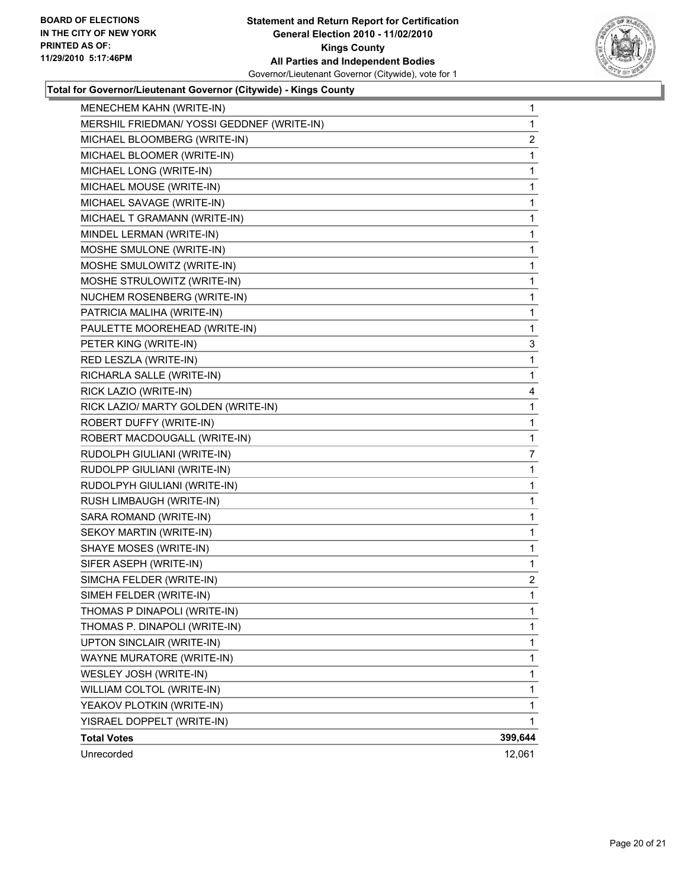**BOARD OF ELECTIONS IN THE CITY OF NEW YORK PRINTED AS OF: 11/29/2010 5:17:46PM**

**Statement and Return Report for Certification General Election 2010 - 11/02/2010 Kings County All Parties and Independent Bodies**
Governor/Lieutenant Governor (Citywide), vote for 1

**Total for Governor/Lieutenant Governor (Citywide) - Kings County**

| | |
|---|---|
| MENECHEM KAHN (WRITE-IN) | 1 |
| MERSHIL FRIEDMAN/ YOSSI GEDDNEF (WRITE-IN) | 1 |
| MICHAEL BLOOMBERG (WRITE-IN) | 2 |
| MICHAEL BLOOMER (WRITE-IN) | 1 |
| MICHAEL LONG (WRITE-IN) | 1 |
| MICHAEL MOUSE (WRITE-IN) | 1 |
| MICHAEL SAVAGE (WRITE-IN) | 1 |
| MICHAEL T GRAMANN (WRITE-IN) | 1 |
| MINDEL LERMAN (WRITE-IN) | 1 |
| MOSHE SMULONE (WRITE-IN) | 1 |
| MOSHE SMULOWITZ (WRITE-IN) | 1 |
| MOSHE STRULOWITZ (WRITE-IN) | 1 |
| NUCHEM ROSENBERG (WRITE-IN) | 1 |
| PATRICIA MALIHA (WRITE-IN) | 1 |
| PAULETTE MOOREHEAD (WRITE-IN) | 1 |
| PETER KING (WRITE-IN) | 3 |
| RED LESZLA (WRITE-IN) | 1 |
| RICHARLA SALLE (WRITE-IN) | 1 |
| RICK LAZIO (WRITE-IN) | 4 |
| RICK LAZIO/ MARTY GOLDEN (WRITE-IN) | 1 |
| ROBERT DUFFY (WRITE-IN) | 1 |
| ROBERT MACDOUGALL (WRITE-IN) | 1 |
| RUDOLPH GIULIANI (WRITE-IN) | 7 |
| RUDOLPP GIULIANI (WRITE-IN) | 1 |
| RUDOLPYH GIULIANI (WRITE-IN) | 1 |
| RUSH LIMBAUGH (WRITE-IN) | 1 |
| SARA ROMAND (WRITE-IN) | 1 |
| SEKOY MARTIN (WRITE-IN) | 1 |
| SHAYE MOSES (WRITE-IN) | 1 |
| SIFER ASEPH (WRITE-IN) | 1 |
| SIMCHA FELDER (WRITE-IN) | 2 |
| SIMEH FELDER (WRITE-IN) | 1 |
| THOMAS P DINAPOLI (WRITE-IN) | 1 |
| THOMAS P. DINAPOLI (WRITE-IN) | 1 |
| UPTON SINCLAIR (WRITE-IN) | 1 |
| WAYNE MURATORE (WRITE-IN) | 1 |
| WESLEY JOSH (WRITE-IN) | 1 |
| WILLIAM COLTOL (WRITE-IN) | 1 |
| YEAKOV PLOTKIN (WRITE-IN) | 1 |
| YISRAEL DOPPELT (WRITE-IN) | 1 |
| **Total Votes** | **399,644** |
| Unrecorded | 12,061 |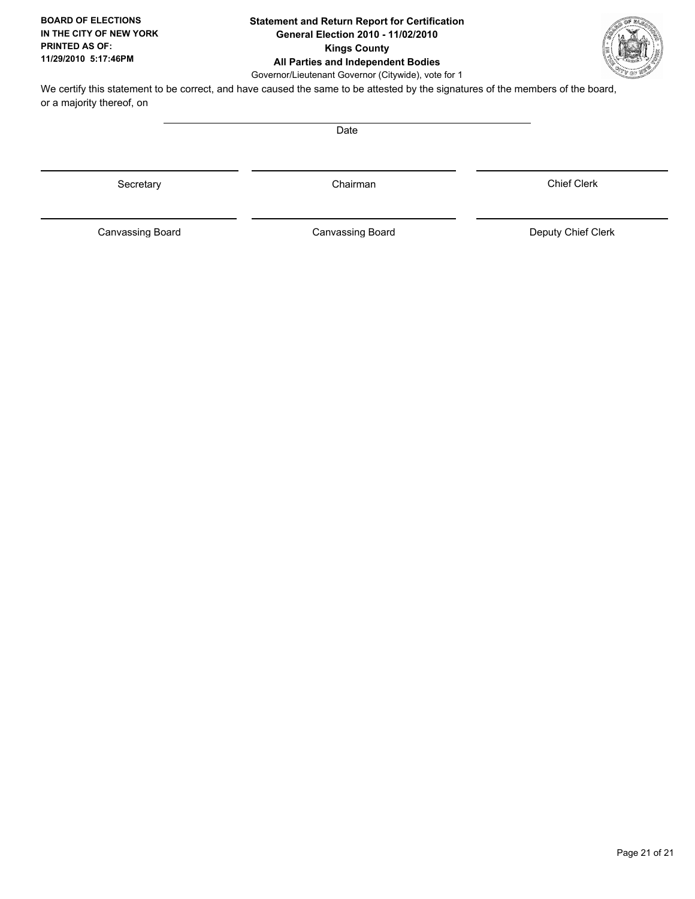We certify this statement to be correct, and have caused the same to be attested by the signatures of the members of the board, or a majority thereof, on

Date

| | | |
|---|---|---|
| Secretary | Chairman | Chief Clerk |
| Canvassing Board | Canvassing Board | Deputy Chief Clerk |